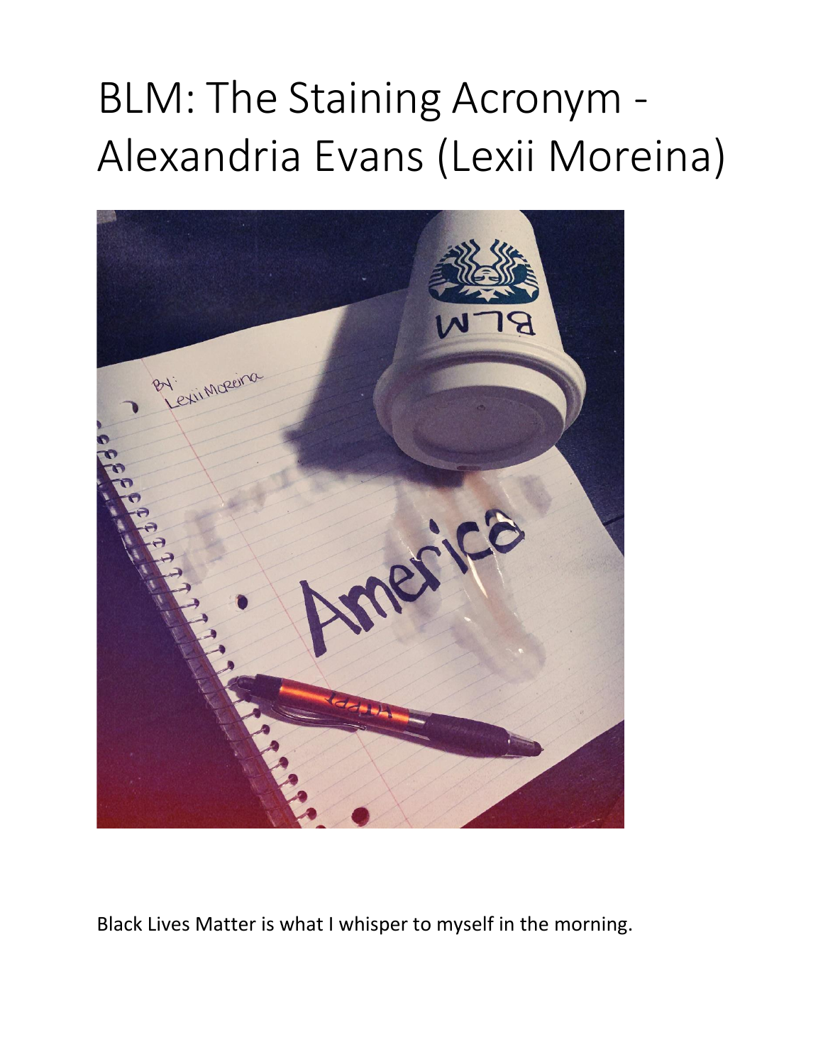# BLM: The Staining Acronym - Alexandria Evans (Lexii Moreina)

Black Lives Matter is what I whisper to myself in the morning.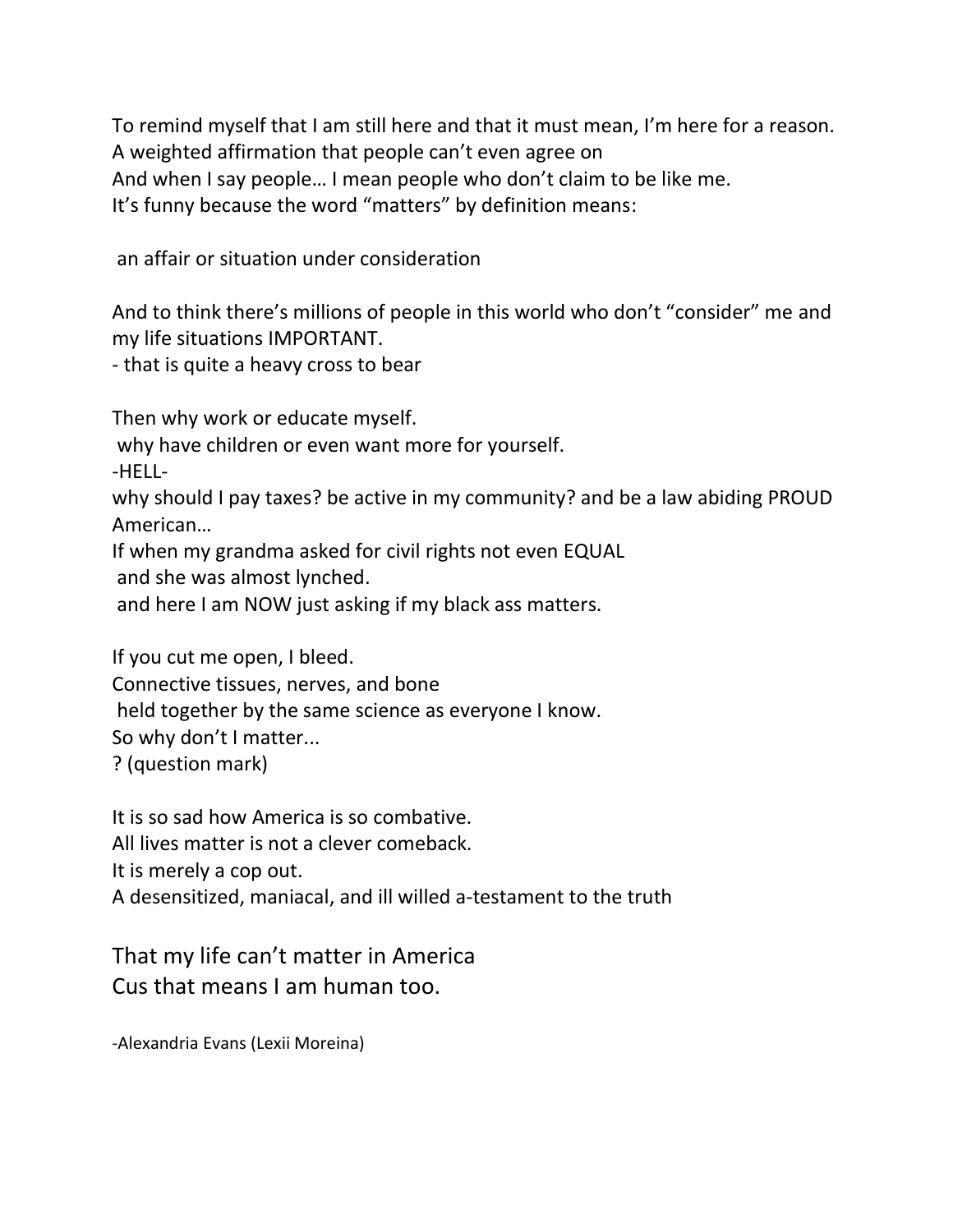To remind myself that I am still here and that it must mean, I'm here for a reason.
A weighted affirmation that people can't even agree on
And when I say people… I mean people who don't claim to be like me.
It's funny because the word "matters" by definition means:

an affair or situation under consideration

And to think there's millions of people in this world who don't "consider" me and my life situations IMPORTANT.
- that is quite a heavy cross to bear

Then why work or educate myself.
why have children or even want more for yourself.
-HELL-
why should I pay taxes? be active in my community? and be a law abiding PROUD American…
If when my grandma asked for civil rights not even EQUAL
and she was almost lynched.
and here I am NOW just asking if my black ass matters.

If you cut me open, I bleed.
Connective tissues, nerves, and bone
held together by the same science as everyone I know.
So why don't I matter...
? (question mark)

It is so sad how America is so combative.
All lives matter is not a clever comeback.
It is merely a cop out.
A desensitized, maniacal, and ill willed a-testament to the truth

That my life can't matter in America
Cus that means I am human too.

-Alexandria Evans (Lexii Moreina)